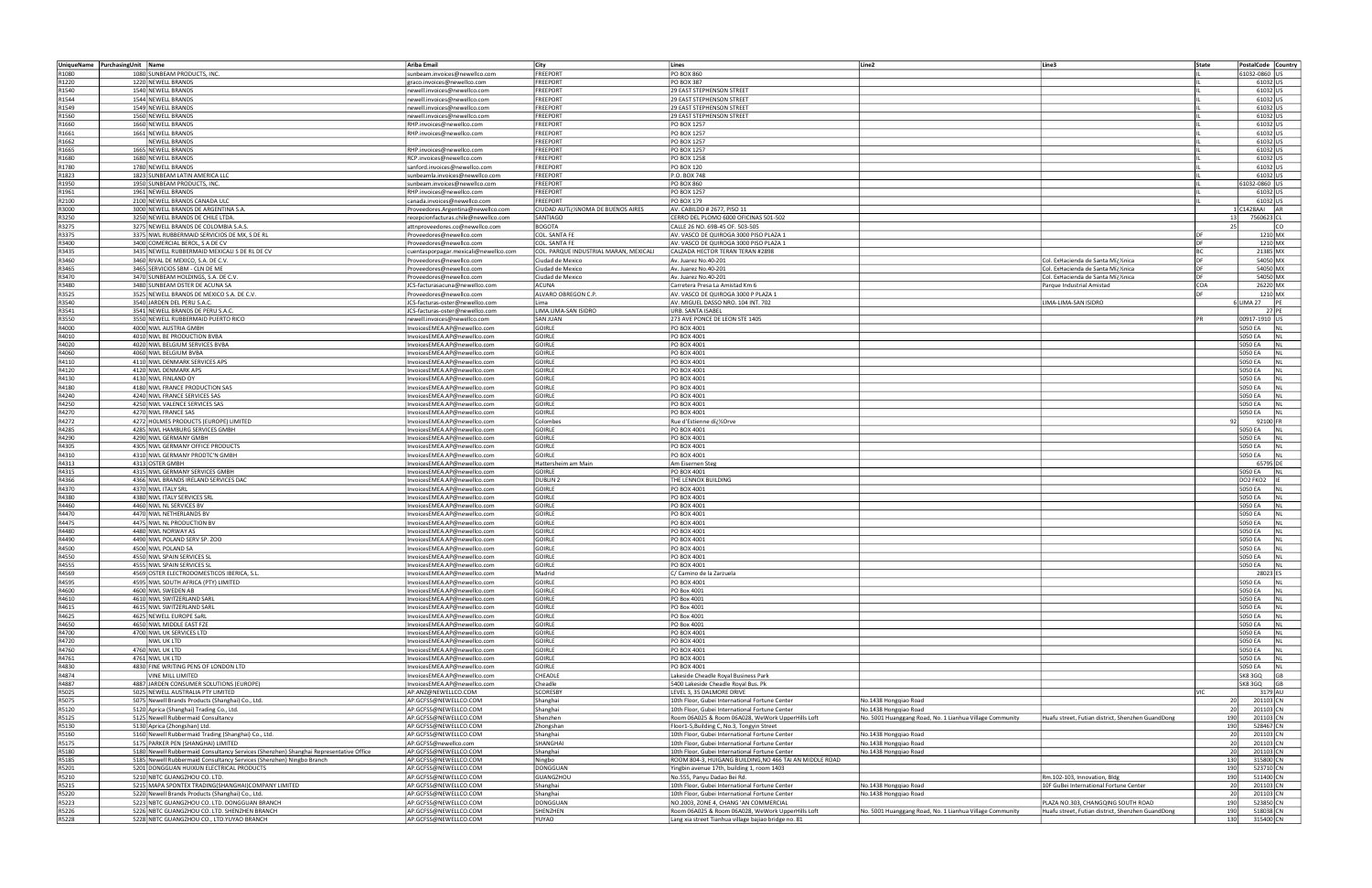| UniqueName | PurchasingUnit | Name | Ariba Email | City | Lines | Line2 | Line3 | State | PostalCode | Country |
|---|---|---|---|---|---|---|---|---|---|---|
| R1080 | 1080 | SUNBEAM PRODUCTS, INC. | sunbeam.invoices@newellco.com | FREEPORT | PO BOX 860 | | | IL | 61032-0860 | US |
| R1220 | 1220 | NEWELL BRANDS | graco.invoices@newellco.com | FREEPORT | PO BOX 387 | | | IL | 61032 | US |
| R1540 | 1540 | NEWELL BRANDS | newell.invoices@newellco.com | FREEPORT | 29 EAST STEPHENSON STREET | | | IL | 61032 | US |
| R1544 | 1544 | NEWELL BRANDS | newell.invoices@newellco.com | FREEPORT | 29 EAST STEPHENSON STREET | | | IL | 61032 | US |
| R1549 | 1549 | NEWELL BRANDS | newell.invoices@newellco.com | FREEPORT | 29 EAST STEPHENSON STREET | | | IL | 61032 | US |
| R1560 | 1560 | NEWELL BRANDS | newell.invoices@newellco.com | FREEPORT | 29 EAST STEPHENSON STREET | | | IL | 61032 | US |
| R1660 | 1660 | NEWELL BRANDS | RHP.invoices@newellco.com | FREEPORT | PO BOX 1257 | | | IL | 61032 | US |
| R1661 | 1661 | NEWELL BRANDS | RHP.invoices@newellco.com | FREEPORT | PO BOX 1257 | | | IL | 61032 | US |
| R1662 | | NEWELL BRANDS | | FREEPORT | PO BOX 1257 | | | IL | 61032 | US |
| R1665 | 1665 | NEWELL BRANDS | RHP.invoices@newellco.com | FREEPORT | PO BOX 1257 | | | IL | 61032 | US |
| R1680 | 1680 | NEWELL BRANDS | RCP.invoices@newellco.com | FREEPORT | PO BOX 1258 | | | IL | 61032 | US |
| R1780 | 1780 | NEWELL BRANDS | sanford.invoices@newellco.com | FREEPORT | PO BOX 120 | | | IL | 61032 | US |
| R1823 | 1823 | SUNBEAM LATIN AMERICA LLC | sunbeamla.invoices@newellco.com | FREEPORT | P.O. BOX 748 | | | IL | 61032 | US |
| R1950 | 1950 | SUNBEAM PRODUCTS, INC. | sunbeam.invoices@newellco.com | FREEPORT | PO BOX 860 | | | IL | 61032-0860 | US |
| R1961 | 1961 | NEWELL BRANDS | RHP.invoices@newellco.com | FREEPORT | PO BOX 1257 | | | IL | 61032 | US |
| R2100 | 2100 | NEWELL BRANDS CANADA ULC | canada.invoices@newellco.com | FREEPORT | PO BOX 179 | | | IL | 61032 | US |
| R3000 | 3000 | NEWELL BRANDS DE ARGENTINA S.A. | Proveedores.Argentina@newellco.com | CIUDAD AUTï¿½NOMA DE BUENOS AIRES | AV. CABILDO # 2677, PISO 11 | | | 1 | C1428AAI | AR |
| R3250 | 3250 | NEWELL BRANDS DE CHILE LTDA. | recepcionfacturas.chile@newellco.com | SANTIAGO | CERRO DEL PLOMO 6000 OFICINAS 501-502 | | | 13 | 7560623 | CL |
| R3275 | 3275 | NEWELL BRANDS DE COLOMBIA S.A.S. | attnproveedores.co@newellco.com | BOGOTA | CALLE 26 NO. 69B-45 OF. 503-505 | | | 25 | | CO |
| R3375 | 3375 | NWL RUBBERMAID SERVICIOS DE MX, S DE RL | Proveedores@newellco.com | COL. SANTA FE | AV. VASCO DE QUIROGA 3000 PISO PLAZA 1 | | | DF | 1210 | MX |
| R3400 | 3400 | COMERCIAL BEROL, S A DE CV | Proveedores@newellco.com | COL. SANTA FE | AV. VASCO DE QUIROGA 3000 PISO PLAZA 1 | | | DF | 1210 | MX |
| R3435 | 3435 | NEWELL RUBBERMAID MEXICALI S DE RL DE CV | cuentasporpagar.mexicali@newellco.com | COL. PARQUE INDUSTRIAL MARAN, MEXICALI | CALZADA HECTOR TERAN TERAN #2898 | | | BC | 21385 | MX |
| R3460 | 3460 | RIVAL DE MEXICO, S.A. DE C.V. | Proveedores@newellco.com | Ciudad de Mexico | Av. Juarez No.40-201 | | Col. Exhacienda de Santa Mï¿½nica | DF | 54050 | MX |
| R3465 | 3465 | SERVICIOS SBM - CLN DE MX | Proveedores@newellco.com | Ciudad de Mexico | Av. Juarez No.40-201 | | Col. Exhacienda de Santa Mï¿½nica | DF | 54050 | MX |
| R3470 | 3470 | SUNBEAM HOLDINGS, S.A. DE C.V. | Proveedores@newellco.com | Ciudad de Mexico | Av. Juarez No.40-201 | | Col. Exhacienda de Santa Mï¿½nica | DF | 54050 | MX |
| R3480 | 3480 | SUNBEAM OSTER DE ACUNA SA | JCS-facturasacuna@newellco.com | ACUNA | Carretera Presa La Amistad Km 6 | | Parque Industrial Amistad | COA | 26220 | MX |
| R3525 | 3525 | NEWELL BRANDS DE MEXICO S.A. DE C.V. | Proveedores@newellco.com | ALVARO OBREGON C.P. | AV. VASCO DE QUIROGA 3000 P PLAZA 1 | | | DF | 1210 | MX |
| R3540 | 3540 | JARDEN DEL PERU S.A.C. | JCS-facturas-oster@newellco.com | Lima | AV. MIGUEL DASSO NRO. 104 INT. 702 | | LIMA-LIMA-SAN ISIDRO | | 6 LIMA 27 | PE |
| R3541 | 3541 | NEWELL BRANDS DE PERU S.A.C. | JCS-facturas-oster@newellco.com | LIMA.LIMA-SAN ISIDRO | URB. SANTA ISABEL | | | | 27 | PE |
| R3550 | 3550 | NEWELL RUBBERMAID PUERTO RICO | newell.invoices@newellco.com | SAN JUAN | 273 AVE PONCE DE LEON STE 1405 | | | PR | 00917-1910 | US |
| R4000 | 4000 | NWL AUSTRIA GMBH | InvoicesEMEA.AP@newellco.com | GOIRLE | PO BOX 4001 | | | | 5050 EA | NL |
| R4010 | 4010 | NWL BE PRODUCTION BVBA | InvoicesEMEA.AP@newellco.com | GOIRLE | PO BOX 4001 | | | | 5050 EA | NL |
| R4020 | 4020 | NWL BELGIUM SERVICES BVBA | InvoicesEMEA.AP@newellco.com | GOIRLE | PO BOX 4001 | | | | 5050 EA | NL |
| R4060 | 4060 | NWL BELGIUM BVBA | InvoicesEMEA.AP@newellco.com | GOIRLE | PO BOX 4001 | | | | 5050 EA | NL |
| R4110 | 4110 | NWL DENMARK SERVICES APS | InvoicesEMEA.AP@newellco.com | GOIRLE | PO BOX 4001 | | | | 5050 EA | NL |
| R4120 | 4120 | NWL DENMARK APS | InvoicesEMEA.AP@newellco.com | GOIRLE | PO BOX 4001 | | | | 5050 EA | NL |
| R4130 | 4130 | NWL FINLAND OY | InvoicesEMEA.AP@newellco.com | GOIRLE | PO BOX 4001 | | | | 5050 EA | NL |
| R4180 | 4180 | NWL FRANCE PRODUCTION SAS | InvoicesEMEA.AP@newellco.com | GOIRLE | PO BOX 4001 | | | | 5050 EA | NL |
| R4240 | 4240 | NWL FRANCE SERVICES SAS | InvoicesEMEA.AP@newellco.com | GOIRLE | PO BOX 4001 | | | | 5050 EA | NL |
| R4250 | 4250 | NWL VALENCE SERVICES SAS | InvoicesEMEA.AP@newellco.com | GOIRLE | PO BOX 4001 | | | | 5050 EA | NL |
| R4270 | 4270 | NWL FRANCE SAS | InvoicesEMEA.AP@newellco.com | GOIRLE | PO BOX 4001 | | | | 5050 EA | NL |
| R4272 | 4272 | HOLMES PRODUCTS (EUROPE) LIMITED | InvoicesEMEA.AP@newellco.com | Colombes | Rue d'Estienne-dï¿½Orve | | | 92 | 92100 | FR |
| R4285 | 4285 | NWL HAMBURG SERVICES GMBH | InvoicesEMEA.AP@newellco.com | GOIRLE | PO BOX 4001 | | | | 5050 EA | NL |
| R4290 | 4290 | NWL GERMANY GMBH | InvoicesEMEA.AP@newellco.com | GOIRLE | PO BOX 4001 | | | | 5050 EA | NL |
| R4305 | 4305 | NWL GERMANY OFFICE PRODUCTS | InvoicesEMEA.AP@newellco.com | GOIRLE | PO BOX 4001 | | | | 5050 EA | NL |
| R4310 | 4310 | NWL GERMANY PRODTC'N GMBH | InvoicesEMEA.AP@newellco.com | GOIRLE | PO BOX 4001 | | | | 5050 EA | NL |
| R4313 | 4313 | OSTER GMBH | InvoicesEMEA.AP@newellco.com | Hattersheim am Main | Am Eisernen Steg | | | | 65795 | DE |
| R4315 | 4315 | NWL GERMANY SERVICES GMBH | InvoicesEMEA.AP@newellco.com | GOIRLE | PO BOX 4001 | | | | 5050 EA | NL |
| R4366 | 4366 | NWL BRANDS IRELAND SERVICES DAC | InvoicesEMEA.AP@newellco.com | DUBLIN 2 | THE LENNOX BUILDING | | | | DO2 FXO2 | IE |
| R4370 | 4370 | NWL ITALY SRL | InvoicesEMEA.AP@newellco.com | GOIRLE | PO BOX 4001 | | | | 5050 EA | NL |
| R4380 | 4380 | NWL ITALY SERVICES SRL | InvoicesEMEA.AP@newellco.com | GOIRLE | PO BOX 4001 | | | | 5050 EA | NL |
| R4460 | 4460 | NWL NL SERVICES BV | InvoicesEMEA.AP@newellco.com | GOIRLE | PO BOX 4001 | | | | 5050 EA | NL |
| R4470 | 4470 | NWL NETHERLANDS BV | InvoicesEMEA.AP@newellco.com | GOIRLE | PO BOX 4001 | | | | 5050 EA | NL |
| R4475 | 4475 | NWL NL PRODUCTION BV | InvoicesEMEA.AP@newellco.com | GOIRLE | PO BOX 4001 | | | | 5050 EA | NL |
| R4480 | 4480 | NWL NORWAY AS | InvoicesEMEA.AP@newellco.com | GOIRLE | PO BOX 4001 | | | | 5050 EA | NL |
| R4490 | 4490 | NWL POLAND SERV SP. ZOO | InvoicesEMEA.AP@newellco.com | GOIRLE | PO BOX 4001 | | | | 5050 EA | NL |
| R4500 | 4500 | NWL POLAND SA | InvoicesEMEA.AP@newellco.com | GOIRLE | PO BOX 4001 | | | | 5050 EA | NL |
| R4550 | 4550 | NWL SPAIN SERVICES SL | InvoicesEMEA.AP@newellco.com | GOIRLE | PO BOX 4001 | | | | 5050 EA | NL |
| R4555 | 4555 | NWL SPAIN SERVICES SL | InvoicesEMEA.AP@newellco.com | GOIRLE | PO BOX 4001 | | | | 5050 EA | NL |
| R4569 | 4569 | OSTER ELECTRODOMESTICOS IBERICA, S.L. | InvoicesEMEA.AP@newellco.com | Madrid | C/ Camino de la Zarzuela | | | | 28023 | ES |
| R4595 | 4595 | NWL SOUTH AFRICA (PTY) LIMITED | InvoicesEMEA.AP@newellco.com | GOIRLE | PO BOX 4001 | | | | 5050 EA | NL |
| R4600 | 4600 | NWL SWEDEN AB | InvoicesEMEA.AP@newellco.com | GOIRLE | PO Box 4001 | | | | 5050 EA | NL |
| R4610 | 4610 | NWL SWITZERLAND SARL | InvoicesEMEA.AP@newellco.com | GOIRLE | PO Box 4001 | | | | 5050 EA | NL |
| R4615 | 4615 | NWL SWITZERLAND SARL | InvoicesEMEA.AP@newellco.com | GOIRLE | PO Box 4001 | | | | 5050 EA | NL |
| R4625 | 4625 | NEWELL EUROPE SaRL | InvoicesEMEA.AP@newellco.com | GOIRLE | PO Box 4001 | | | | 5050 EA | NL |
| R4650 | 4650 | NWL MIDDLE EAST FZE | InvoicesEMEA.AP@newellco.com | GOIRLE | PO Box 4001 | | | | 5050 EA | NL |
| R4700 | 4700 | NWL UK SERVICES LTD | InvoicesEMEA.AP@newellco.com | GOIRLE | PO BOX 4001 | | | | 5050 EA | NL |
| R4720 | | NWL UK LTD | InvoicesEMEA.AP@newellco.com | GOIRLE | PO BOX 4001 | | | | 5050 EA | NL |
| R4760 | 4760 | NWL UK LTD | InvoicesEMEA.AP@newellco.com | GOIRLE | PO BOX 4001 | | | | 5050 EA | NL |
| R4761 | 4761 | NWL UK LTD | InvoicesEMEA.AP@newellco.com | GOIRLE | PO BOX 4001 | | | | 5050 EA | NL |
| R4830 | 4830 | FINE WRITING PENS OF LONDON LTD | InvoicesEMEA.AP@newellco.com | GOIRLE | PO BOX 4001 | | | | 5050 EA | NL |
| R4874 | | VINE MILL LIMITED | InvoicesEMEA.AP@newellco.com | CHEADLE | Lakeside Cheadle Royal Business Park | | | | SK8 3GQ | GB |
| R4887 | 4887 | JARDEN CONSUMER SOLUTIONS (EUROPE) | InvoicesEMEA.AP@newellco.com | Cheadle | 5400 Lakeside Cheadle Royal Bus. Pk | | | | SK8 3GQ | GB |
| R5025 | 5025 | NEWELL AUSTRALIA PTY LIMITED | AP.ANZ@NEWELLCO.COM | SCORESBY | LEVEL 3, 35 DALMORE DRIVE | | | VIC | 3179 | AU |
| R5075 | 5075 | Newell Brands Products (Shanghai) Co., Ltd. | AP.GCFSS@NEWELLCO.COM | Shanghai | 10th Floor, Gubei International Fortune Center | No.1438 Hongqiao Road | | 20 | 201103 | CN |
| R5120 | 5120 | Aprica (Shanghai) Trading Co., Ltd. | AP.GCFSS@NEWELLCO.COM | Shanghai | 10th Floor, Gubei International Fortune Center | No.1438 Hongqiao Road | | 20 | 201103 | CN |
| R5125 | 5125 | Newell Rubbermaid Consultancy | AP.GCFSS@NEWELLCO.COM | Shenzhen | Room 06A025 & Room 06A028, WeWork UpperHills Loft | No. 5001 Huanggang Road, No. 1 Lianhua Village Community | Huafu street, Futian district, Shenzhen GuandDong | 190 | 201103 | CN |
| R5130 | 5130 | Aprica (Zhongshan) Ltd. | AP.GCFSS@NEWELLCO.COM | Zhongshan | Floor1-5,Building C, No.3, Tongyin Street | | | 190 | 528467 | CN |
| R5160 | 5160 | Newell Rubbermaid Trading (Shanghai) Co., Ltd. | AP.GCFSS@NEWELLCO.COM | Shanghai | 10th Floor, Gubei International Fortune Center | No.1438 Hongqiao Road | | 20 | 201103 | CN |
| R5175 | 5175 | PARKER PEN (SHANGHAI) LIMITED | AP.GCFSS@newellco.com | SHANGHAI | 10th Floor, Gubei International Fortune Center | No.1438 Hongqiao Road | | 20 | 201103 | CN |
| R5180 | 5180 | Newell Rubbermaid Consultancy Services (Shenzhen) Shanghai Representative Office | AP.GCFSS@NEWELLCO.COM | Shanghai | 10th Floor, Gubei International Fortune Center | No.1438 Hongqiao Road | | 20 | 201103 | CN |
| R5185 | 5185 | Newell Rubbermaid Consultancy Services (Shenzhen) Ningbo Branch | AP.GCFSS@NEWELLCO.COM | Ningbo | ROOM 804-3, HUIGANG BUILDING,NO 466 TAI AN MIDDLE ROAD | | | 130 | 315800 | CN |
| R5201 | 5201 | DONGGUAN HUIXUN ELECTRICAL PRODUCTS | AP.GCFSS@NEWELLCO.COM | DONGGUAN | Yingbin avenue 17th, building 1, room 1403 | | | 190 | 523710 | CN |
| R5210 | 5210 | NBTC GUANGZHOU CO. LTD. | AP.GCFSS@NEWELLCO.COM | GUANGZHOU | No.555, Panyu Dadao Bei Rd. | | Rm.102-103, Innovation, Bldg | 190 | 511400 | CN |
| R5215 | 5215 | MAPA SPONTEX TRADING(SHANGHAI)COMPANY LIMITED | AP.GCFSS@NEWELLCO.COM | Shanghai | 10th Floor, Gubei International Fortune Center | No.1438 Hongqiao Road | 10F GuBei International Fortune Center | 20 | 201103 | CN |
| R5220 | 5220 | Newell Brands Products (Shanghai) Co., Ltd. | AP.GCFSS@NEWELLCO.COM | Shanghai | 10th Floor, Gubei International Fortune Center | No.1438 Hongqiao Road | | 20 | 201103 | CN |
| R5223 | 5223 | NBTC GUANGZHOU CO. LTD. DONGGUAN BRANCH | AP.GCFSS@NEWELLCO.COM | DONGGUAN | NO.2803, ZONE 4, CHANG 'AN COMMERCIAL | | PLAZA NO.303, CHANGQING SOUTH ROAD | 190 | 523850 | CN |
| R5226 | 5226 | NBTC GUANGZHOU CO. LTD. SHENZHEN BRANCH | AP.GCFSS@NEWELLCO.COM | SHENZHEN | Room 06A025 & Room 06A028, WeWork UpperHills Loft | No. 5001 Huanggang Road, No. 1 Lianhua Village Community | Huafu street, Futian district, Shenzhen GuandDong | 190 | 518038 | CN |
| R5228 | 5228 | NBTC GUANGZHOU CO., LTD.YUYAO BRANCH | AP.GCFSS@NEWELLCO.COM | YUYAO | Lang xia street Tianhua village bajiao bridge no. 81 | | | 130 | 315400 | CN |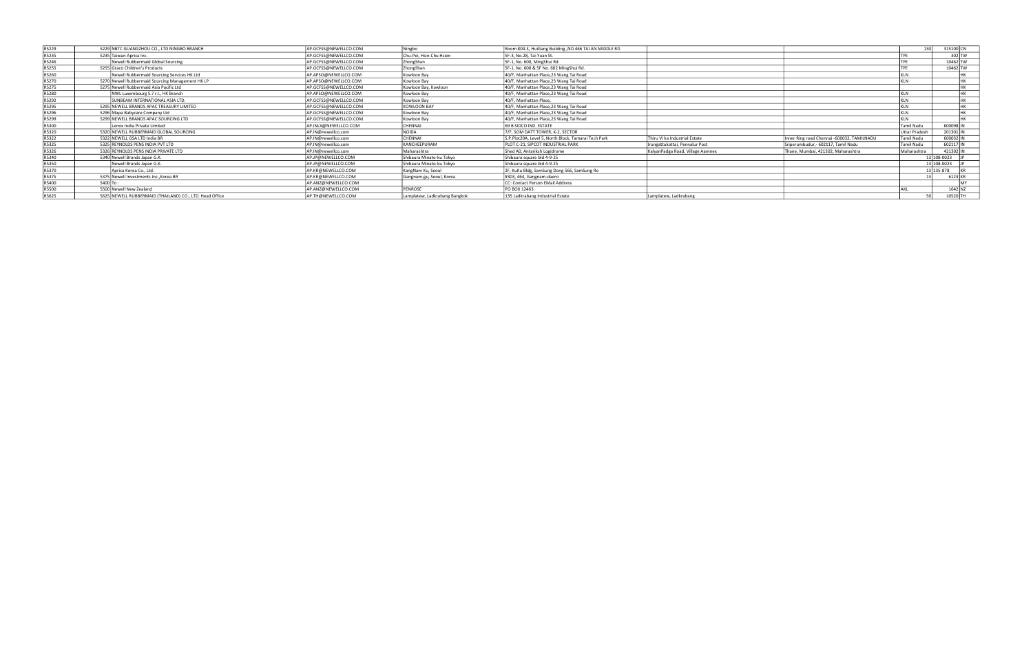| | | | | | | | | | | |
|---|---|---|---|---|---|---|---|---|---|---|
| R5229 | 5229 | NBTC GUANGZHOU CO., LTD NINGBO BRANCH | AP.GCFSS@NEWELLCO.COM | Ningbo | Room 804-3, HuiGang Building ,NO 466 TAI AN MIDDLE RD | | | 130 | 315100 | CN |
| R5235 | 5235 | Taiwan Aprica Inc. | AP.GCFSS@NEWELLCO.COM | Chu-Pei, Hsin-Chu Hsien | 5F-3, No.28, Tai-Yuan St. | | | TPE | 302 | TW |
| R5246 | | Newell Rubbermaid Global Sourcing | AP.GCFSS@NEWELLCO.COM | ZhongShan | 5F-1, No. 600, MingShui Rd. | | | TPE | 10462 | TW |
| R5255 | 5255 | Graco Children's Products | AP.GCFSS@NEWELLCO.COM | ZhongShan | 5F-1, No. 600 & 5F No. 602 MingShui Rd. | | | TPE | 10462 | TW |
| R5260 | | Newell Rubbermaid Sourcing Services HK Ltd | AP.APSO@NEWELLCO.COM | Kowloon Bay | 40/F, Manhattan Place,23 Wang Tai Road | | | KLN | | HK |
| R5270 | 5270 | Newell Rubbermaid Sourcing Management HK LP | AP.APSO@NEWELLCO.COM | Kowloon Bay | 40/F, Manhattan Place,23 Wang Tai Road | | | KLN | | HK |
| R5275 | 5275 | Newell Rubbermaid Asia Pacific Ltd | AP.GCFSS@NEWELLCO.COM | Kowloon Bay, Kowloon | 40/F, Manhattan Place,23 Wang Tai Road | | | | | HK |
| R5280 | | NWL Luxembourg S.? r.l., HK Branch | AP.APSO@NEWELLCO.COM | Kowloon Bay | 40/F, Manhattan Place,23 Wang Tai Road | | | KLN | | HK |
| R5292 | | SUNBEAM INTERNATIONAL ASIA LTD. | AP.GCFSS@NEWELLCO.COM | Kowloon Bay | 40/F, Manhattan Place, | | | KLN | | HK |
| R5295 | 5295 | NEWELL BRANDS APAC TREASURY LIMITED | AP.GCFSS@NEWELLCO.COM | KOWLOON BAY | 40/F, Manhattan Place,23 Wang Tai Road | | | KLN | | HK |
| R5296 | 5296 | Mapa Babycare Company Ltd | AP.GCFSS@NEWELLCO.COM | Kowloon Bay | 40/F, Manhattan Place,23 Wang Tai Road | | | KLN | | HK |
| R5299 | 5299 | NEWELL BRANDS APAC SOURCING LTD | AP.GCFSS@NEWELLCO.COM | Kowloon Bay | 40/F, Manhattan Place,23 Wang Tai Road | | | KLN | | HK |
| R5300 | | Lenox India Private Limited | AP.INLX@NEWELLCO.COM | CHENNAI | 69 B SIDCO IND. ESTATE | | | Tamil Nadu | 600098 | IN |
| R5320 | 5320 | NEWELL RUBBERMAID GLOBAL SOURCING | AP.IN@newellco.com | NOIDA | 7/F, SOM DATT TOWER, K-2, SECTOR | | | Uttar Pradesh | 201301 | IN |
| R5322 | 5322 | NEWELL GSA LTD India BR | AP.IN@newellco.com | CHENNAI | S.P.Plot20A, Level 5, North Block, Tamarai Tech Park | Thiru Vi ka Industrial Estate | Inner Ring road Chennai -600032, TAMILNADU | Tamil Nadu | 600032 | IN |
| R5325 | 5325 | REYNOLDS PENS INDIA PVT LTD | AP.IN@newellco.com | KANCHEEPURAM | PLOT C-21, SIPCOT INDUSTRIAL PARK | Irungattukottai, Pennalur Post | Sriperumbudur,- 602117, Tamil Nadu | Tamil Nadu | 602117 | IN |
| R5326 | 5326 | REYNOLDS PENS INDIA PRIVATE LTD | AP.IN@newellco.com | Maharashtra | Shed A0, Antariksh Logidrome | KalyanPadga Road, Village Aamnex | Thane, Mumbai, 421302, Maharashtra | Maharashtra | 421302 | IN |
| R5340 | 5340 | Newell Brands Japan G.K. | AP.JP@NEWELLCO.COM | Shibaura Minato-ku Tokyo | Shibaura square bld 4-9-25 | | | 13 | 108-0023 | JP |
| R5350 | | Newell Brands Japan G.K. | AP.JP@NEWELLCO.COM | Shibaura Minato-ku Tokyo | Shibaura square bld 4-9-25 | | | 13 | 108-0023 | JP |
| R5370 | | Aprica Korea Co., Ltd. | AP.KR@NEWELLCO.COM | KangNam Ku, Seoul | 2F, KuKu Bldg, SamSung Dong 566, SamSung Ro | | | 13 | 135-878 | KR |
| R5375 | 5375 | Newell Investments Inc.,Korea BR | AP.KR@NEWELLCO.COM | Gangnam-gu, Seoul, Korea | #303, 464, Gangnam-daero | | | 13 | 6123 | KR |
| R5400 | 5400 | To : | AP.ANZ@NEWELLCO.COM | | CC: Contact Person EMail Address | | | | | MY |
| R5500 | 5500 | Newell New Zealand | AP.ANZ@NEWELLCO.COM | PENROSE | PO BOX 12463 | | | AKL | 1642 | NZ |
| R5625 | 5625 | NEWELL RUBBERMAID (THAILAND) CO., LTD. Head Office | AP.TH@NEWELLCO.COM | Lamplatew, Ladkrabang Bangkok | 135 Ladkrabang Industrial Estate | Lamplatew, Ladkrabang | | 50 | 10520 | TH |